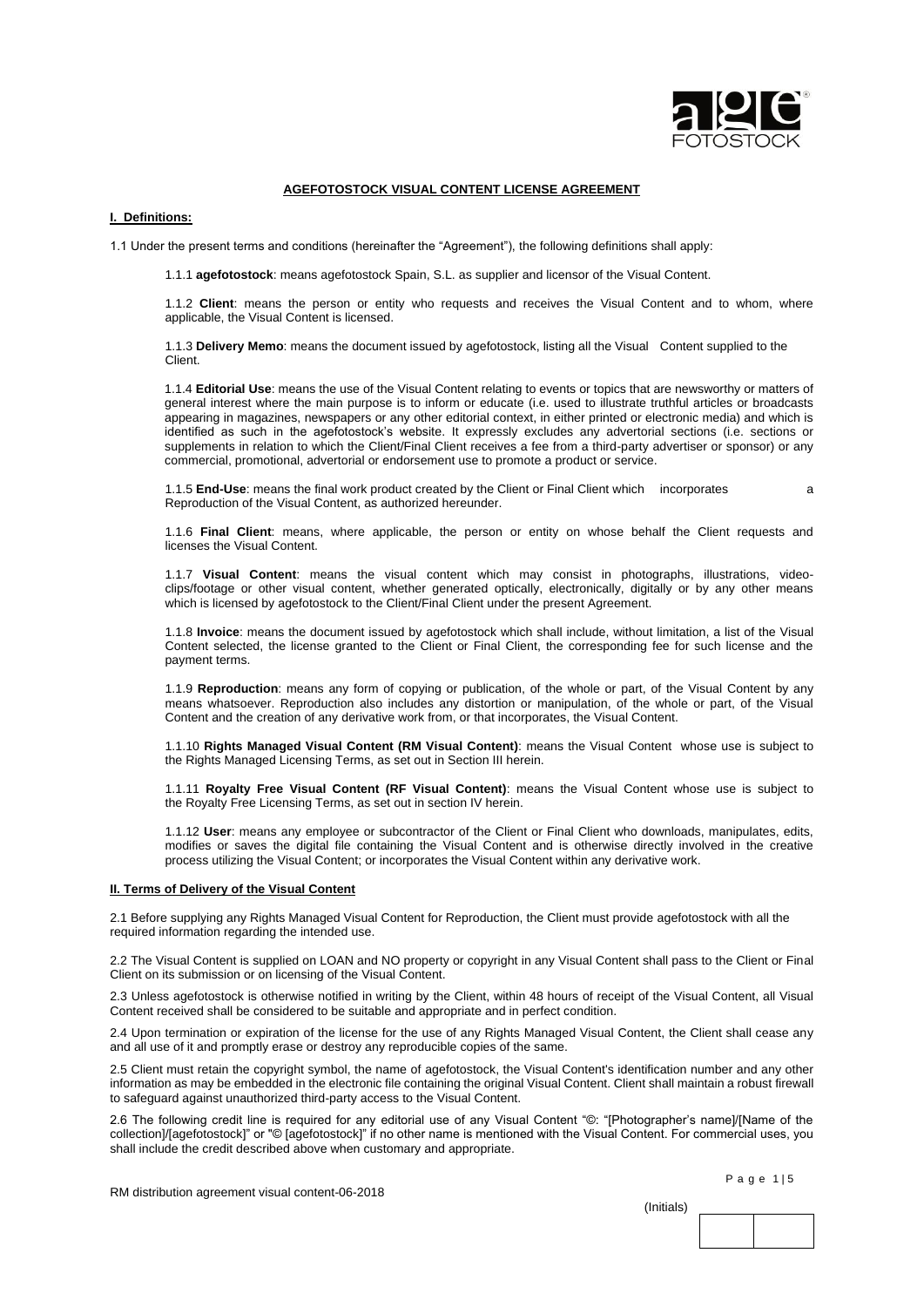# AGEFOTOSTOCK VISUAL CONTENT LICENSE AGREEMENT

## I. Definitions:

1.1 Under the present terms and conditions (hereinafter the "Agreement"), the following definitions shall apply:

1.1.1 **agefotostock**: means agefotostock Spain, S.L. as supplier and licensor of the Visual Content.

1.1.2 **Client**: means the person or entity who requests and receives the Visual Content and to whom, where applicable, the Visual Content is licensed.

1.1.3 **Delivery Memo**: means the document issued by agefotostock, listing all the Visual Content supplied to the Client.

1.1.4 **Editorial Use**: means the use of the Visual Content relating to events or topics that are newsworthy or matters of general interest where the main purpose is to inform or educate (i.e. used to illustrate truthful articles or broadcasts appearing in magazines, newspapers or any other editorial context, in either printed or electronic media) and which is identified as such in the agefotostock's website. It expressly excludes any advertorial sections (i.e. sections or supplements in relation to which the Client/Final Client receives a fee from a third-party advertiser or sponsor) or any commercial, promotional, advertorial or endorsement use to promote a product or service.

1.1.5 **End-Use**: means the final work product created by the Client or Final Client which incorporates a Reproduction of the Visual Content, as authorized hereunder.

1.1.6 **Final Client**: means, where applicable, the person or entity on whose behalf the Client requests and licenses the Visual Content.

1.1.7 **Visual Content**: means the visual content which may consist in photographs, illustrations, video-clips/footage or other visual content, whether generated optically, electronically, digitally or by any other means which is licensed by agefotostock to the Client/Final Client under the present Agreement.

1.1.8 **Invoice**: means the document issued by agefotostock which shall include, without limitation, a list of the Visual Content selected, the license granted to the Client or Final Client, the corresponding fee for such license and the payment terms.

1.1.9 **Reproduction**: means any form of copying or publication, of the whole or part, of the Visual Content by any means whatsoever. Reproduction also includes any distortion or manipulation, of the whole or part, of the Visual Content and the creation of any derivative work from, or that incorporates, the Visual Content.

1.1.10 **Rights Managed Visual Content (RM Visual Content)**: means the Visual Content whose use is subject to the Rights Managed Licensing Terms, as set out in Section III herein.

1.1.11 **Royalty Free Visual Content (RF Visual Content)**: means the Visual Content whose use is subject to the Royalty Free Licensing Terms, as set out in section IV herein.

1.1.12 **User**: means any employee or subcontractor of the Client or Final Client who downloads, manipulates, edits, modifies or saves the digital file containing the Visual Content and is otherwise directly involved in the creative process utilizing the Visual Content; or incorporates the Visual Content within any derivative work.

## II. Terms of Delivery of the Visual Content

2.1 Before supplying any Rights Managed Visual Content for Reproduction, the Client must provide agefotostock with all the required information regarding the intended use.

2.2 The Visual Content is supplied on LOAN and NO property or copyright in any Visual Content shall pass to the Client or Final Client on its submission or on licensing of the Visual Content.

2.3 Unless agefotostock is otherwise notified in writing by the Client, within 48 hours of receipt of the Visual Content, all Visual Content received shall be considered to be suitable and appropriate and in perfect condition.

2.4 Upon termination or expiration of the license for the use of any Rights Managed Visual Content, the Client shall cease any and all use of it and promptly erase or destroy any reproducible copies of the same.

2.5 Client must retain the copyright symbol, the name of agefotostock, the Visual Content's identification number and any other information as may be embedded in the electronic file containing the original Visual Content. Client shall maintain a robust firewall to safeguard against unauthorized third-party access to the Visual Content.

2.6 The following credit line is required for any editorial use of any Visual Content "©: "[Photographer's name]/[Name of the collection]/[agefotostock]" or "© [agefotostock]" if no other name is mentioned with the Visual Content. For commercial uses, you shall include the credit described above when customary and appropriate.

RM distribution agreement visual content-06-2018

(Initials)

| | |
|---|---|
| | |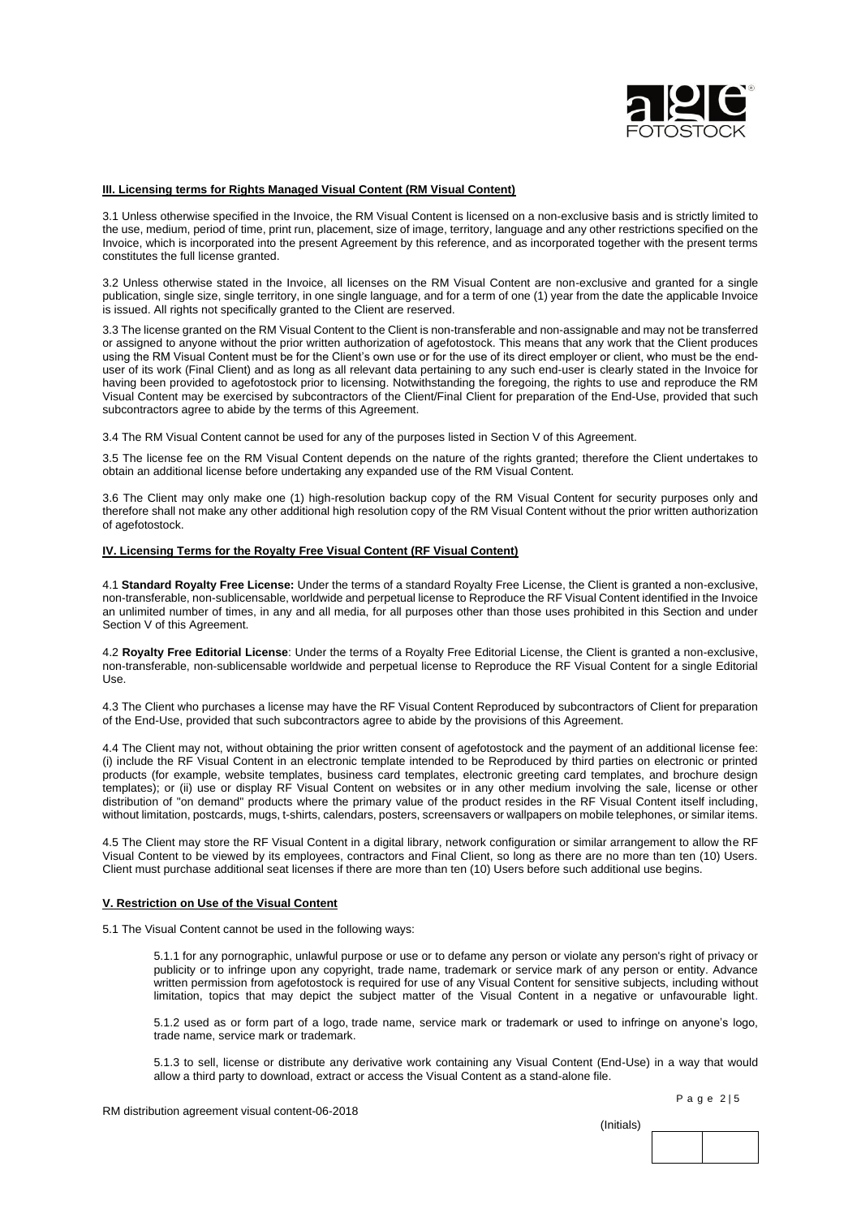### III. Licensing terms for Rights Managed Visual Content (RM Visual Content)

3.1 Unless otherwise specified in the Invoice, the RM Visual Content is licensed on a non-exclusive basis and is strictly limited to the use, medium, period of time, print run, placement, size of image, territory, language and any other restrictions specified on the Invoice, which is incorporated into the present Agreement by this reference, and as incorporated together with the present terms constitutes the full license granted.

3.2 Unless otherwise stated in the Invoice, all licenses on the RM Visual Content are non-exclusive and granted for a single publication, single size, single territory, in one single language, and for a term of one (1) year from the date the applicable Invoice is issued. All rights not specifically granted to the Client are reserved.

3.3 The license granted on the RM Visual Content to the Client is non-transferable and non-assignable and may not be transferred or assigned to anyone without the prior written authorization of agefotostock. This means that any work that the Client produces using the RM Visual Content must be for the Client's own use or for the use of its direct employer or client, who must be the end-user of its work (Final Client) and as long as all relevant data pertaining to any such end-user is clearly stated in the Invoice for having been provided to agefotostock prior to licensing. Notwithstanding the foregoing, the rights to use and reproduce the RM Visual Content may be exercised by subcontractors of the Client/Final Client for preparation of the End-Use, provided that such subcontractors agree to abide by the terms of this Agreement.

3.4 The RM Visual Content cannot be used for any of the purposes listed in Section V of this Agreement.

3.5 The license fee on the RM Visual Content depends on the nature of the rights granted; therefore the Client undertakes to obtain an additional license before undertaking any expanded use of the RM Visual Content.

3.6 The Client may only make one (1) high-resolution backup copy of the RM Visual Content for security purposes only and therefore shall not make any other additional high resolution copy of the RM Visual Content without the prior written authorization of agefotostock.

### IV. Licensing Terms for the Royalty Free Visual Content (RF Visual Content)

4.1 **Standard Royalty Free License:** Under the terms of a standard Royalty Free License, the Client is granted a non-exclusive, non-transferable, non-sublicensable, worldwide and perpetual license to Reproduce the RF Visual Content identified in the Invoice an unlimited number of times, in any and all media, for all purposes other than those uses prohibited in this Section and under Section V of this Agreement.

4.2 **Royalty Free Editorial License**: Under the terms of a Royalty Free Editorial License, the Client is granted a non-exclusive, non-transferable, non-sublicensable worldwide and perpetual license to Reproduce the RF Visual Content for a single Editorial Use.

4.3 The Client who purchases a license may have the RF Visual Content Reproduced by subcontractors of Client for preparation of the End-Use, provided that such subcontractors agree to abide by the provisions of this Agreement.

4.4 The Client may not, without obtaining the prior written consent of agefotostock and the payment of an additional license fee: (i) include the RF Visual Content in an electronic template intended to be Reproduced by third parties on electronic or printed products (for example, website templates, business card templates, electronic greeting card templates, and brochure design templates); or (ii) use or display RF Visual Content on websites or in any other medium involving the sale, license or other distribution of "on demand" products where the primary value of the product resides in the RF Visual Content itself including, without limitation, postcards, mugs, t-shirts, calendars, posters, screensavers or wallpapers on mobile telephones, or similar items.

4.5 The Client may store the RF Visual Content in a digital library, network configuration or similar arrangement to allow the RF Visual Content to be viewed by its employees, contractors and Final Client, so long as there are no more than ten (10) Users. Client must purchase additional seat licenses if there are more than ten (10) Users before such additional use begins.

### V. Restriction on Use of the Visual Content

5.1 The Visual Content cannot be used in the following ways:

5.1.1 for any pornographic, unlawful purpose or use or to defame any person or violate any person's right of privacy or publicity or to infringe upon any copyright, trade name, trademark or service mark of any person or entity. Advance written permission from agefotostock is required for use of any Visual Content for sensitive subjects, including without limitation, topics that may depict the subject matter of the Visual Content in a negative or unfavourable light.

5.1.2 used as or form part of a logo, trade name, service mark or trademark or used to infringe on anyone's logo, trade name, service mark or trademark.

5.1.3 to sell, license or distribute any derivative work containing any Visual Content (End-Use) in a way that would allow a third party to download, extract or access the Visual Content as a stand-alone file.

(Initials)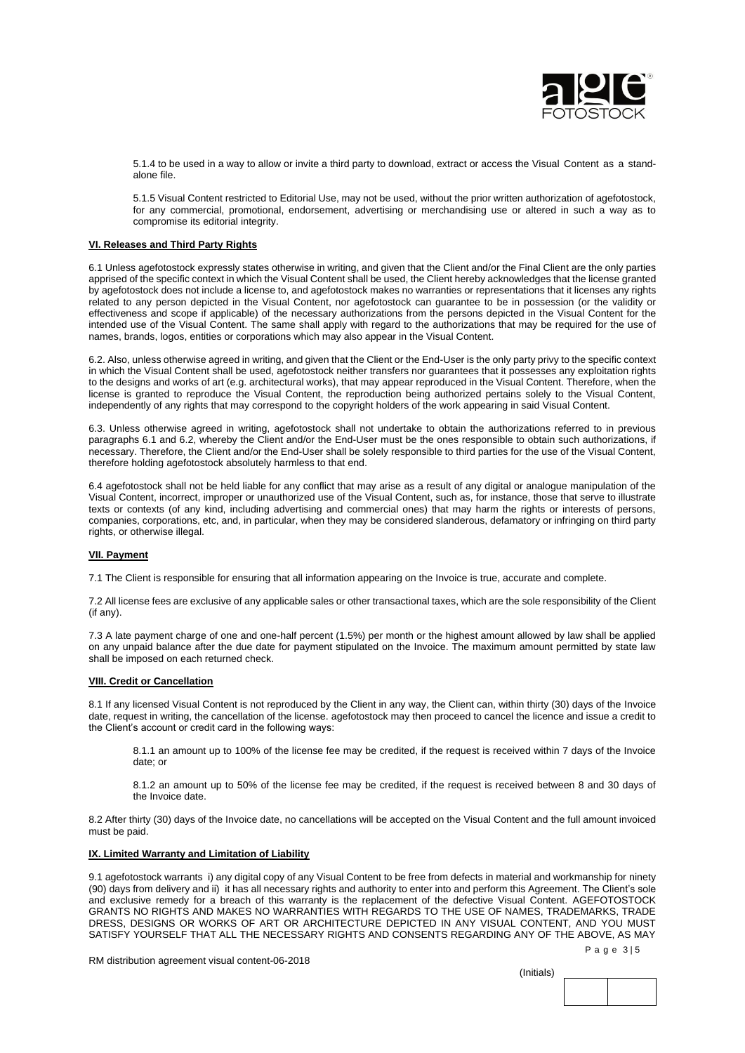5.1.4 to be used in a way to allow or invite a third party to download, extract or access the Visual Content as a stand-alone file.

5.1.5 Visual Content restricted to Editorial Use, may not be used, without the prior written authorization of agefotostock, for any commercial, promotional, endorsement, advertising or merchandising use or altered in such a way as to compromise its editorial integrity.

## VI. Releases and Third Party Rights

6.1 Unless agefotostock expressly states otherwise in writing, and given that the Client and/or the Final Client are the only parties apprised of the specific context in which the Visual Content shall be used, the Client hereby acknowledges that the license granted by agefotostock does not include a license to, and agefotostock makes no warranties or representations that it licenses any rights related to any person depicted in the Visual Content, nor agefotostock can guarantee to be in possession (or the validity or effectiveness and scope if applicable) of the necessary authorizations from the persons depicted in the Visual Content for the intended use of the Visual Content. The same shall apply with regard to the authorizations that may be required for the use of names, brands, logos, entities or corporations which may also appear in the Visual Content.

6.2. Also, unless otherwise agreed in writing, and given that the Client or the End-User is the only party privy to the specific context in which the Visual Content shall be used, agefotostock neither transfers nor guarantees that it possesses any exploitation rights to the designs and works of art (e.g. architectural works), that may appear reproduced in the Visual Content. Therefore, when the license is granted to reproduce the Visual Content, the reproduction being authorized pertains solely to the Visual Content, independently of any rights that may correspond to the copyright holders of the work appearing in said Visual Content.

6.3. Unless otherwise agreed in writing, agefotostock shall not undertake to obtain the authorizations referred to in previous paragraphs 6.1 and 6.2, whereby the Client and/or the End-User must be the ones responsible to obtain such authorizations, if necessary. Therefore, the Client and/or the End-User shall be solely responsible to third parties for the use of the Visual Content, therefore holding agefotostock absolutely harmless to that end.

6.4 agefotostock shall not be held liable for any conflict that may arise as a result of any digital or analogue manipulation of the Visual Content, incorrect, improper or unauthorized use of the Visual Content, such as, for instance, those that serve to illustrate texts or contexts (of any kind, including advertising and commercial ones) that may harm the rights or interests of persons, companies, corporations, etc, and, in particular, when they may be considered slanderous, defamatory or infringing on third party rights, or otherwise illegal.

## VII. Payment

7.1 The Client is responsible for ensuring that all information appearing on the Invoice is true, accurate and complete.

7.2 All license fees are exclusive of any applicable sales or other transactional taxes, which are the sole responsibility of the Client (if any).

7.3 A late payment charge of one and one-half percent (1.5%) per month or the highest amount allowed by law shall be applied on any unpaid balance after the due date for payment stipulated on the Invoice. The maximum amount permitted by state law shall be imposed on each returned check.

## VIII. Credit or Cancellation

8.1 If any licensed Visual Content is not reproduced by the Client in any way, the Client can, within thirty (30) days of the Invoice date, request in writing, the cancellation of the license. agefotostock may then proceed to cancel the licence and issue a credit to the Client's account or credit card in the following ways:

8.1.1 an amount up to 100% of the license fee may be credited, if the request is received within 7 days of the Invoice date; or

8.1.2 an amount up to 50% of the license fee may be credited, if the request is received between 8 and 30 days of the Invoice date.

8.2 After thirty (30) days of the Invoice date, no cancellations will be accepted on the Visual Content and the full amount invoiced must be paid.

## IX. Limited Warranty and Limitation of Liability

9.1 agefotostock warrants i) any digital copy of any Visual Content to be free from defects in material and workmanship for ninety (90) days from delivery and ii) it has all necessary rights and authority to enter into and perform this Agreement. The Client's sole and exclusive remedy for a breach of this warranty is the replacement of the defective Visual Content. AGEFOTOSTOCK GRANTS NO RIGHTS AND MAKES NO WARRANTIES WITH REGARDS TO THE USE OF NAMES, TRADEMARKS, TRADE DRESS, DESIGNS OR WORKS OF ART OR ARCHITECTURE DEPICTED IN ANY VISUAL CONTENT, AND YOU MUST SATISFY YOURSELF THAT ALL THE NECESSARY RIGHTS AND CONSENTS REGARDING ANY OF THE ABOVE, AS MAY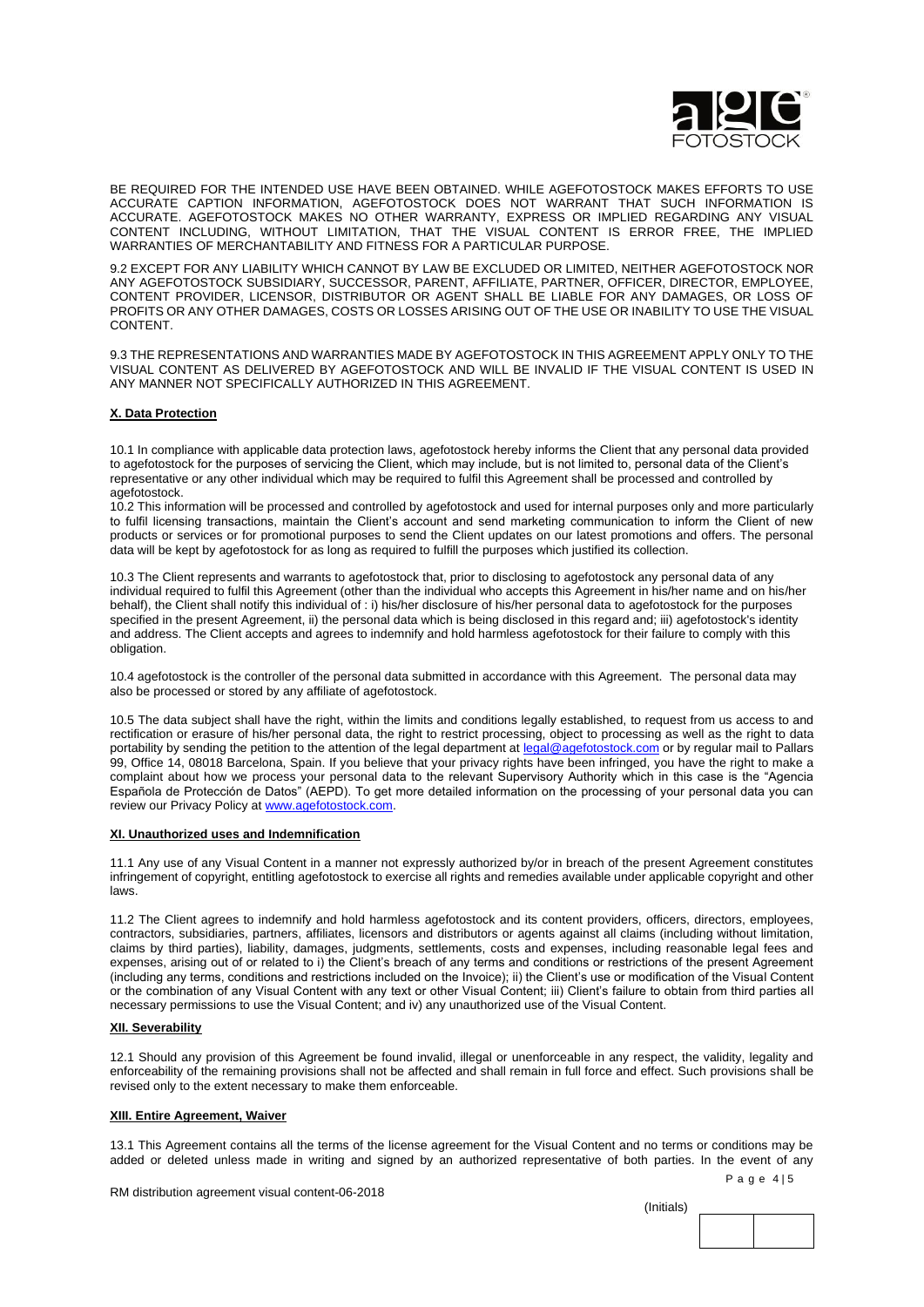BE REQUIRED FOR THE INTENDED USE HAVE BEEN OBTAINED. WHILE AGEFOTOSTOCK MAKES EFFORTS TO USE ACCURATE CAPTION INFORMATION, AGEFOTOSTOCK DOES NOT WARRANT THAT SUCH INFORMATION IS ACCURATE. AGEFOTOSTOCK MAKES NO OTHER WARRANTY, EXPRESS OR IMPLIED REGARDING ANY VISUAL CONTENT INCLUDING, WITHOUT LIMITATION, THAT THE VISUAL CONTENT IS ERROR FREE, THE IMPLIED WARRANTIES OF MERCHANTABILITY AND FITNESS FOR A PARTICULAR PURPOSE.

9.2 EXCEPT FOR ANY LIABILITY WHICH CANNOT BY LAW BE EXCLUDED OR LIMITED, NEITHER AGEFOTOSTOCK NOR ANY AGEFOTOSTOCK SUBSIDIARY, SUCCESSOR, PARENT, AFFILIATE, PARTNER, OFFICER, DIRECTOR, EMPLOYEE, CONTENT PROVIDER, LICENSOR, DISTRIBUTOR OR AGENT SHALL BE LIABLE FOR ANY DAMAGES, OR LOSS OF PROFITS OR ANY OTHER DAMAGES, COSTS OR LOSSES ARISING OUT OF THE USE OR INABILITY TO USE THE VISUAL CONTENT.

9.3 THE REPRESENTATIONS AND WARRANTIES MADE BY AGEFOTOSTOCK IN THIS AGREEMENT APPLY ONLY TO THE VISUAL CONTENT AS DELIVERED BY AGEFOTOSTOCK AND WILL BE INVALID IF THE VISUAL CONTENT IS USED IN ANY MANNER NOT SPECIFICALLY AUTHORIZED IN THIS AGREEMENT.

**X. Data Protection**

10.1 In compliance with applicable data protection laws, agefotostock hereby informs the Client that any personal data provided to agefotostock for the purposes of servicing the Client, which may include, but is not limited to, personal data of the Client's representative or any other individual which may be required to fulfil this Agreement shall be processed and controlled by agefotostock.

10.2 This information will be processed and controlled by agefotostock and used for internal purposes only and more particularly to fulfil licensing transactions, maintain the Client's account and send marketing communication to inform the Client of new products or services or for promotional purposes to send the Client updates on our latest promotions and offers. The personal data will be kept by agefotostock for as long as required to fulfill the purposes which justified its collection.

10.3 The Client represents and warrants to agefotostock that, prior to disclosing to agefotostock any personal data of any individual required to fulfil this Agreement (other than the individual who accepts this Agreement in his/her name and on his/her behalf), the Client shall notify this individual of : i) his/her disclosure of his/her personal data to agefotostock for the purposes specified in the present Agreement, ii) the personal data which is being disclosed in this regard and; iii) agefotostock's identity and address. The Client accepts and agrees to indemnify and hold harmless agefotostock for their failure to comply with this obligation.

10.4 agefotostock is the controller of the personal data submitted in accordance with this Agreement. The personal data may also be processed or stored by any affiliate of agefotostock.

10.5 The data subject shall have the right, within the limits and conditions legally established, to request from us access to and rectification or erasure of his/her personal data, the right to restrict processing, object to processing as well as the right to data portability by sending the petition to the attention of the legal department at legal@agefotostock.com or by regular mail to Pallars 99, Office 14, 08018 Barcelona, Spain. If you believe that your privacy rights have been infringed, you have the right to make a complaint about how we process your personal data to the relevant Supervisory Authority which in this case is the "Agencia Española de Protección de Datos" (AEPD). To get more detailed information on the processing of your personal data you can review our Privacy Policy at www.agefotostock.com.

**XI. Unauthorized uses and Indemnification**

11.1 Any use of any Visual Content in a manner not expressly authorized by/or in breach of the present Agreement constitutes infringement of copyright, entitling agefotostock to exercise all rights and remedies available under applicable copyright and other laws.

11.2 The Client agrees to indemnify and hold harmless agefotostock and its content providers, officers, directors, employees, contractors, subsidiaries, partners, affiliates, licensors and distributors or agents against all claims (including without limitation, claims by third parties), liability, damages, judgments, settlements, costs and expenses, including reasonable legal fees and expenses, arising out of or related to i) the Client's breach of any terms and conditions or restrictions of the present Agreement (including any terms, conditions and restrictions included on the Invoice); ii) the Client's use or modification of the Visual Content or the combination of any Visual Content with any text or other Visual Content; iii) Client's failure to obtain from third parties all necessary permissions to use the Visual Content; and iv) any unauthorized use of the Visual Content.

**XII. Severability**

12.1 Should any provision of this Agreement be found invalid, illegal or unenforceable in any respect, the validity, legality and enforceability of the remaining provisions shall not be affected and shall remain in full force and effect. Such provisions shall be revised only to the extent necessary to make them enforceable.

**XIII. Entire Agreement, Waiver**

13.1 This Agreement contains all the terms of the license agreement for the Visual Content and no terms or conditions may be added or deleted unless made in writing and signed by an authorized representative of both parties. In the event of any

RM distribution agreement visual content-06-2018

(Initials)

| | |
|---|---|
| | |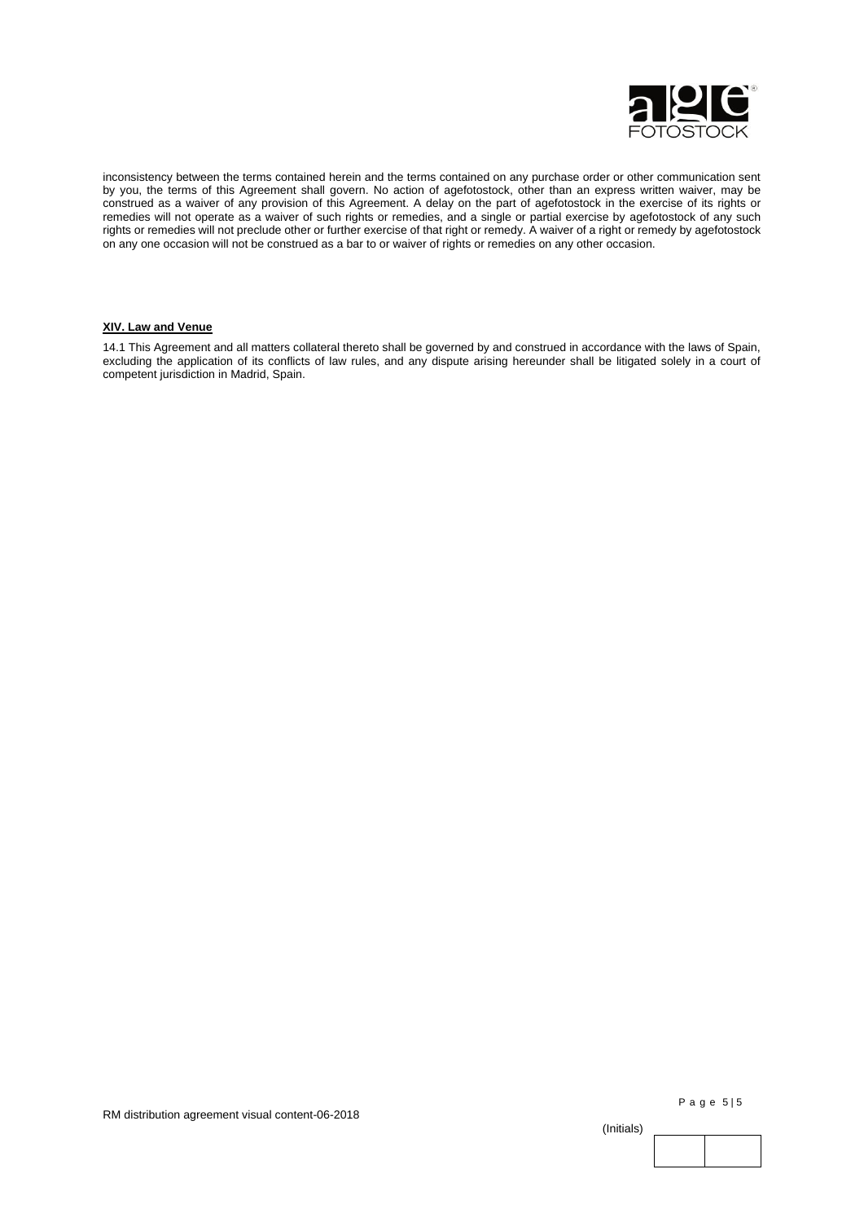inconsistency between the terms contained herein and the terms contained on any purchase order or other communication sent by you, the terms of this Agreement shall govern. No action of agefotostock, other than an express written waiver, may be construed as a waiver of any provision of this Agreement. A delay on the part of agefotostock in the exercise of its rights or remedies will not operate as a waiver of such rights or remedies, and a single or partial exercise by agefotostock of any such rights or remedies will not preclude other or further exercise of that right or remedy. A waiver of a right or remedy by agefotostock on any one occasion will not be construed as a bar to or waiver of rights or remedies on any other occasion.

**XIV. Law and Venue**

14.1 This Agreement and all matters collateral thereto shall be governed by and construed in accordance with the laws of Spain, excluding the application of its conflicts of law rules, and any dispute arising hereunder shall be litigated solely in a court of competent jurisdiction in Madrid, Spain.

(Initials)

| | |
|---|---|
| | |